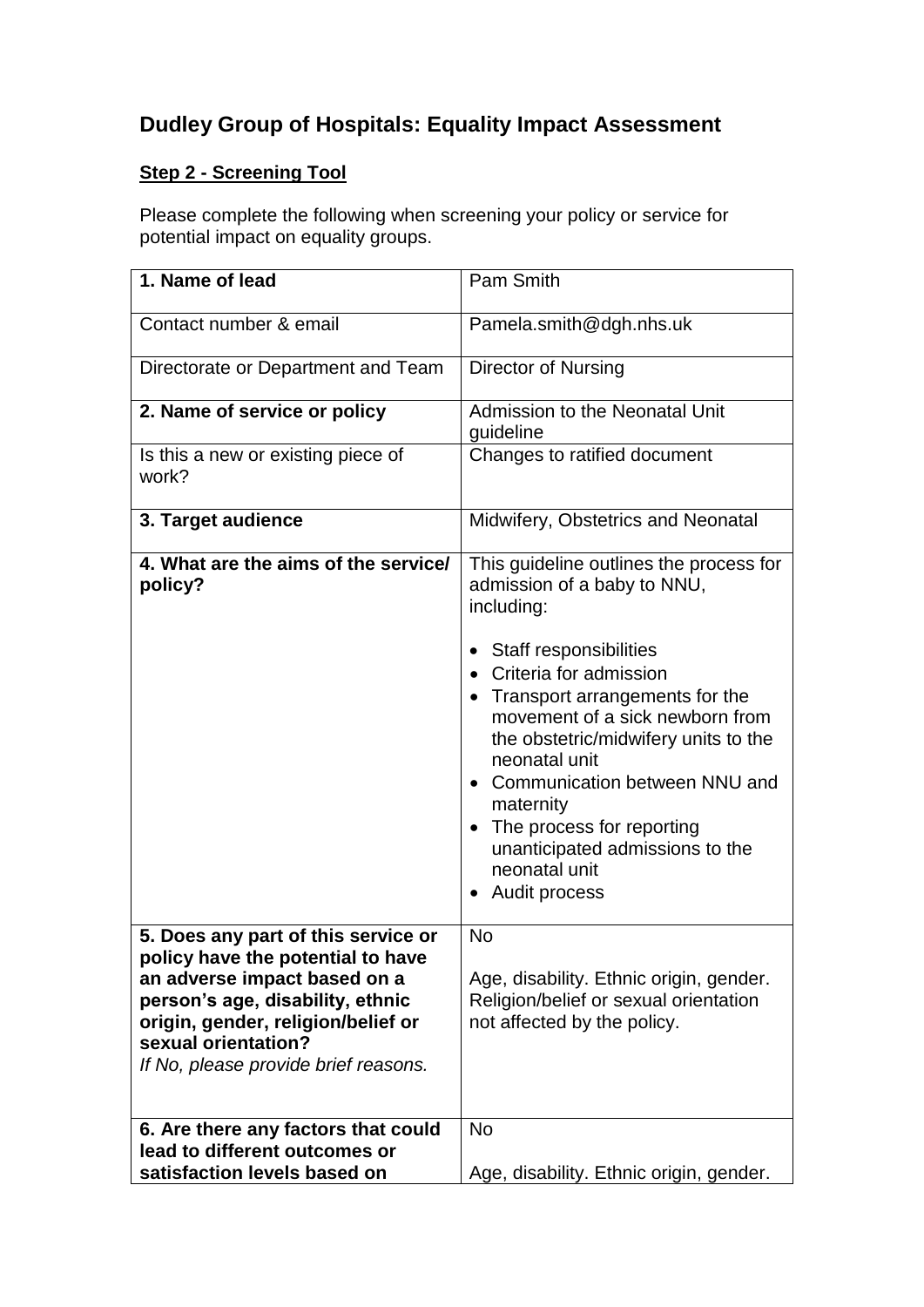# Dudley Group of Hospitals: Equality Impact Assessment

## **Step 2 - Screening Tool**

Please complete the following when screening your policy or service for potential impact on equality groups.

| **1. Name of lead** | Pam Smith |
|---|---|
| Contact number & email | Pamela.smith@dgh.nhs.uk |
| Directorate or Department and Team | Director of Nursing |
| **2. Name of service or policy** | Admission to the Neonatal Unit guideline |
| Is this a new or existing piece of work? | Changes to ratified document |
| **3. Target audience** | Midwifery, Obstetrics and Neonatal |
| **4. What are the aims of the service/ policy?** | This guideline outlines the process for admission of a baby to NNU, including:<br><br>• Staff responsibilities<br>• Criteria for admission<br>• Transport arrangements for the movement of a sick newborn from the obstetric/midwifery units to the neonatal unit<br>• Communication between NNU and maternity<br>• The process for reporting unanticipated admissions to the neonatal unit<br>• Audit process |
| **5. Does any part of this service or policy have the potential to have an adverse impact based on a person's age, disability, ethnic origin, gender, religion/belief or sexual orientation?**<br>*If No, please provide brief reasons.* | No<br><br>Age, disability. Ethnic origin, gender. Religion/belief or sexual orientation not affected by the policy. |
| **6. Are there any factors that could lead to different outcomes or satisfaction levels based on** | No<br><br>Age, disability. Ethnic origin, gender. |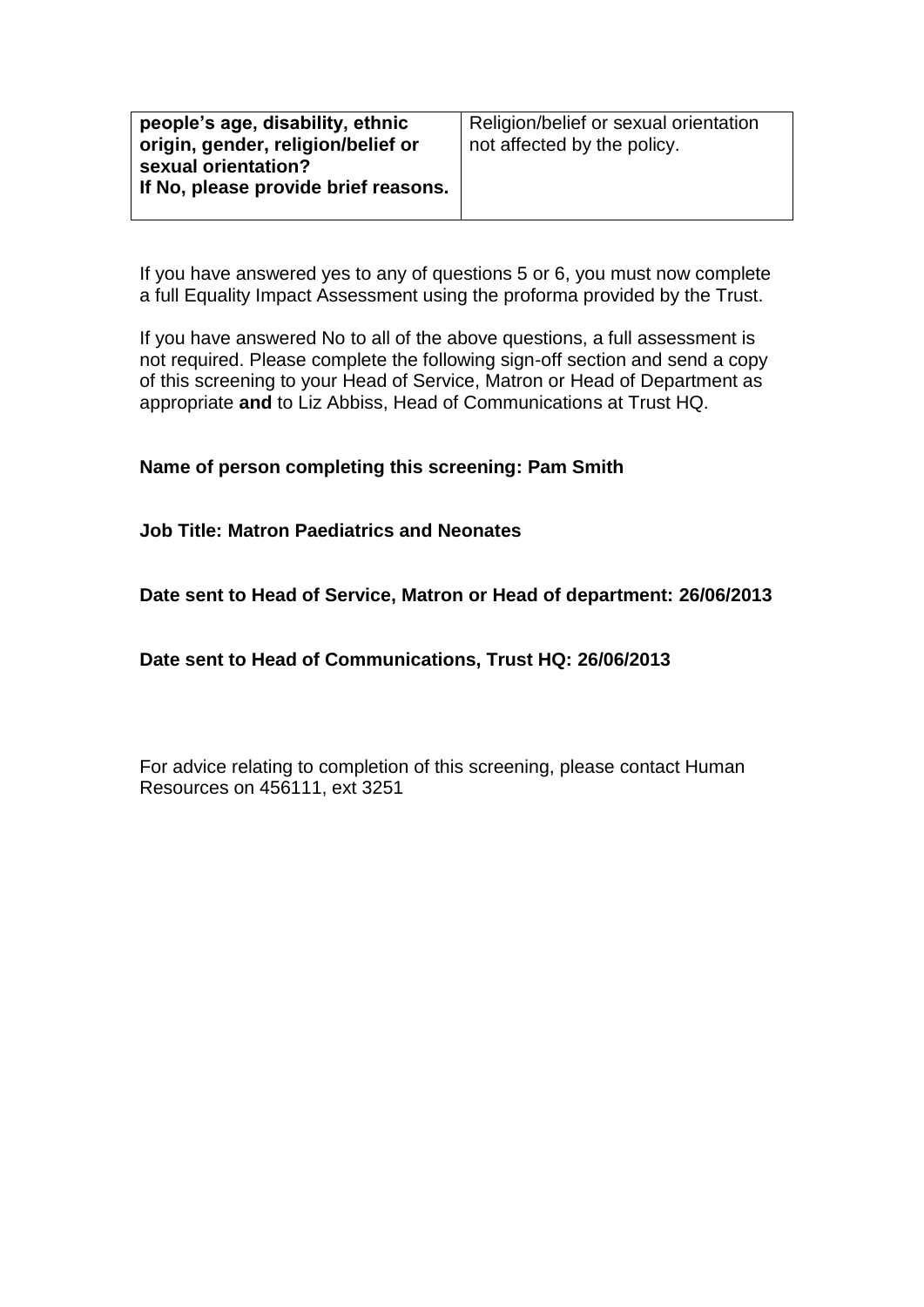| | |
|---|---|
| **people's age, disability, ethnic origin, gender, religion/belief or sexual orientation?**<br>**If No, please provide brief reasons.** | Religion/belief or sexual orientation not affected by the policy. |

If you have answered yes to any of questions 5 or 6, you must now complete a full Equality Impact Assessment using the proforma provided by the Trust.

If you have answered No to all of the above questions, a full assessment is not required. Please complete the following sign-off section and send a copy of this screening to your Head of Service, Matron or Head of Department as appropriate **and** to Liz Abbiss, Head of Communications at Trust HQ.

**Name of person completing this screening: Pam Smith**

**Job Title: Matron Paediatrics and Neonates**

**Date sent to Head of Service, Matron or Head of department: 26/06/2013**

**Date sent to Head of Communications, Trust HQ: 26/06/2013**

For advice relating to completion of this screening, please contact Human Resources on 456111, ext 3251